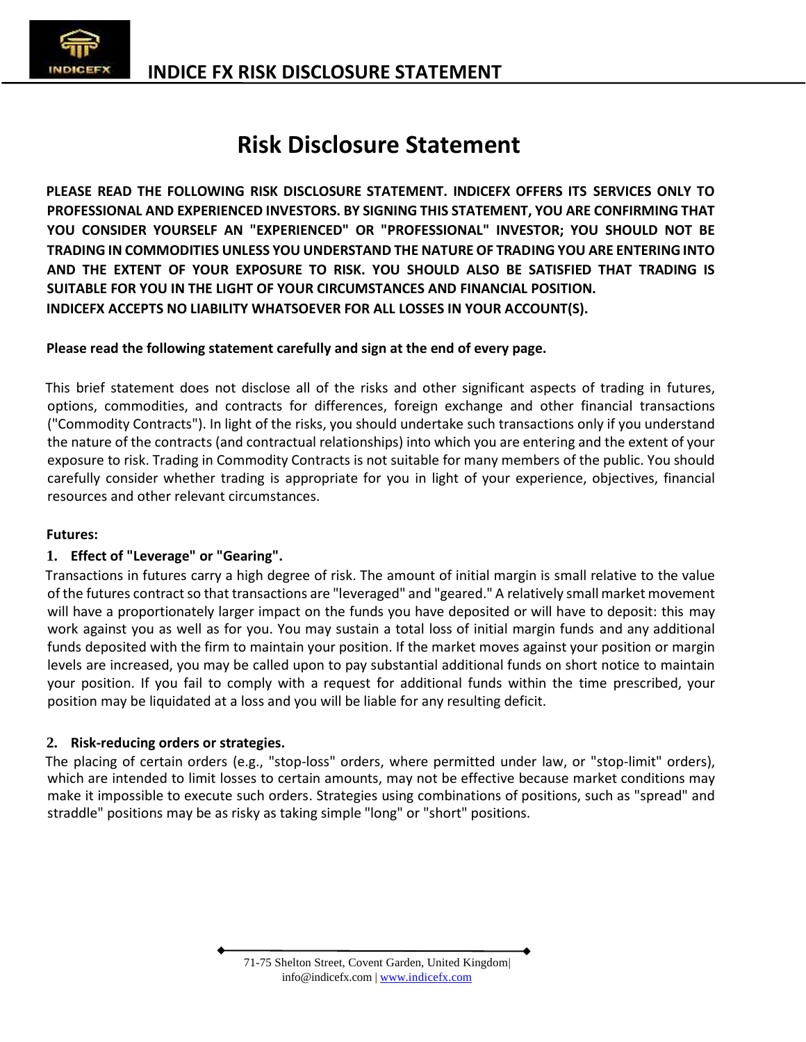# Risk Disclosure Statement

**PLEASE READ THE FOLLOWING RISK DISCLOSURE STATEMENT. INDICEFX OFFERS ITS SERVICES ONLY TO PROFESSIONAL AND EXPERIENCED INVESTORS. BY SIGNING THIS STATEMENT, YOU ARE CONFIRMING THAT YOU CONSIDER YOURSELF AN "EXPERIENCED" OR "PROFESSIONAL" INVESTOR; YOU SHOULD NOT BE TRADING IN COMMODITIES UNLESS YOU UNDERSTAND THE NATURE OF TRADING YOU ARE ENTERING INTO AND THE EXTENT OF YOUR EXPOSURE TO RISK. YOU SHOULD ALSO BE SATISFIED THAT TRADING IS SUITABLE FOR YOU IN THE LIGHT OF YOUR CIRCUMSTANCES AND FINANCIAL POSITION. INDICEFX ACCEPTS NO LIABILITY WHATSOEVER FOR ALL LOSSES IN YOUR ACCOUNT(S).**

**Please read the following statement carefully and sign at the end of every page.**

This brief statement does not disclose all of the risks and other significant aspects of trading in futures, options, commodities, and contracts for differences, foreign exchange and other financial transactions ("Commodity Contracts"). In light of the risks, you should undertake such transactions only if you understand the nature of the contracts (and contractual relationships) into which you are entering and the extent of your exposure to risk. Trading in Commodity Contracts is not suitable for many members of the public. You should carefully consider whether trading is appropriate for you in light of your experience, objectives, financial resources and other relevant circumstances.

**Futures:**

**1. Effect of "Leverage" or "Gearing".**

Transactions in futures carry a high degree of risk. The amount of initial margin is small relative to the value of the futures contract so that transactions are "leveraged" and "geared." A relatively small market movement will have a proportionately larger impact on the funds you have deposited or will have to deposit: this may work against you as well as for you. You may sustain a total loss of initial margin funds and any additional funds deposited with the firm to maintain your position. If the market moves against your position or margin levels are increased, you may be called upon to pay substantial additional funds on short notice to maintain your position. If you fail to comply with a request for additional funds within the time prescribed, your position may be liquidated at a loss and you will be liable for any resulting deficit.

**2. Risk-reducing orders or strategies.**

The placing of certain orders (e.g., "stop-loss" orders, where permitted under law, or "stop-limit" orders), which are intended to limit losses to certain amounts, may not be effective because market conditions may make it impossible to execute such orders. Strategies using combinations of positions, such as "spread" and straddle" positions may be as risky as taking simple "long" or "short" positions.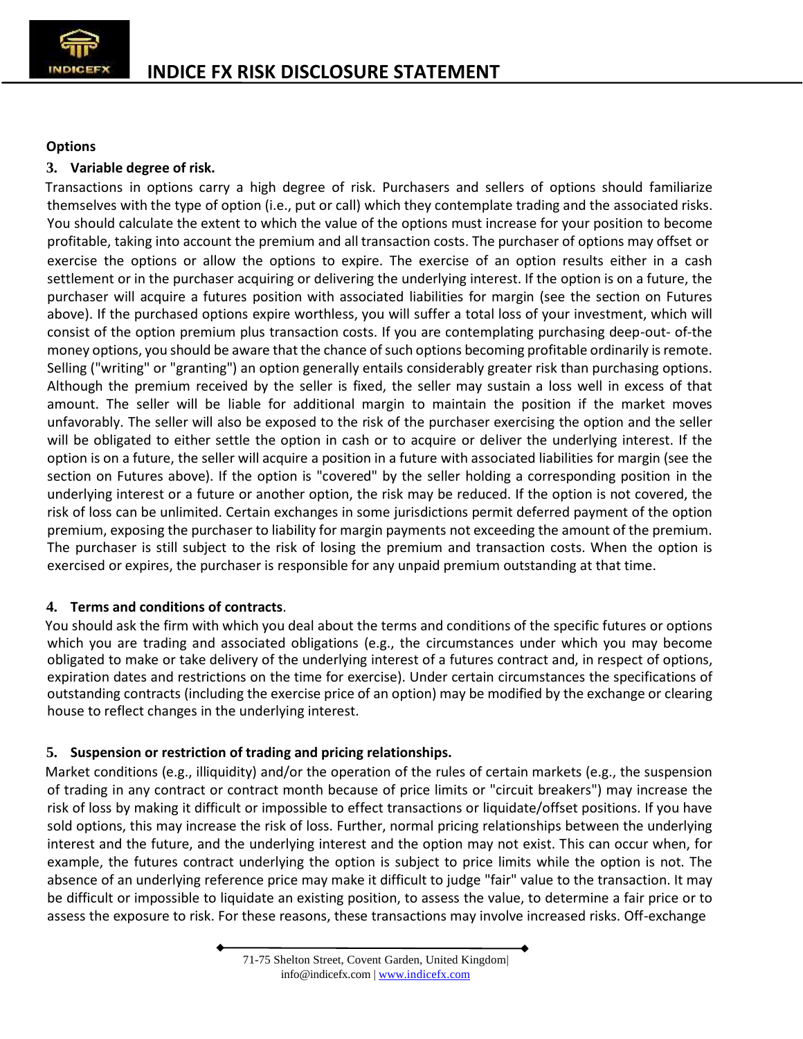**Options**

**3. Variable degree of risk.**

Transactions in options carry a high degree of risk. Purchasers and sellers of options should familiarize themselves with the type of option (i.e., put or call) which they contemplate trading and the associated risks. You should calculate the extent to which the value of the options must increase for your position to become profitable, taking into account the premium and all transaction costs. The purchaser of options may offset or exercise the options or allow the options to expire. The exercise of an option results either in a cash settlement or in the purchaser acquiring or delivering the underlying interest. If the option is on a future, the purchaser will acquire a futures position with associated liabilities for margin (see the section on Futures above). If the purchased options expire worthless, you will suffer a total loss of your investment, which will consist of the option premium plus transaction costs. If you are contemplating purchasing deep-out- of-the money options, you should be aware that the chance of such options becoming profitable ordinarily is remote. Selling ("writing" or "granting") an option generally entails considerably greater risk than purchasing options. Although the premium received by the seller is fixed, the seller may sustain a loss well in excess of that amount. The seller will be liable for additional margin to maintain the position if the market moves unfavorably. The seller will also be exposed to the risk of the purchaser exercising the option and the seller will be obligated to either settle the option in cash or to acquire or deliver the underlying interest. If the option is on a future, the seller will acquire a position in a future with associated liabilities for margin (see the section on Futures above). If the option is "covered" by the seller holding a corresponding position in the underlying interest or a future or another option, the risk may be reduced. If the option is not covered, the risk of loss can be unlimited. Certain exchanges in some jurisdictions permit deferred payment of the option premium, exposing the purchaser to liability for margin payments not exceeding the amount of the premium. The purchaser is still subject to the risk of losing the premium and transaction costs. When the option is exercised or expires, the purchaser is responsible for any unpaid premium outstanding at that time.

**4. Terms and conditions of contracts**.

You should ask the firm with which you deal about the terms and conditions of the specific futures or options which you are trading and associated obligations (e.g., the circumstances under which you may become obligated to make or take delivery of the underlying interest of a futures contract and, in respect of options, expiration dates and restrictions on the time for exercise). Under certain circumstances the specifications of outstanding contracts (including the exercise price of an option) may be modified by the exchange or clearing house to reflect changes in the underlying interest.

**5. Suspension or restriction of trading and pricing relationships.**

Market conditions (e.g., illiquidity) and/or the operation of the rules of certain markets (e.g., the suspension of trading in any contract or contract month because of price limits or "circuit breakers") may increase the risk of loss by making it difficult or impossible to effect transactions or liquidate/offset positions. If you have sold options, this may increase the risk of loss. Further, normal pricing relationships between the underlying interest and the future, and the underlying interest and the option may not exist. This can occur when, for example, the futures contract underlying the option is subject to price limits while the option is not. The absence of an underlying reference price may make it difficult to judge "fair" value to the transaction. It may be difficult or impossible to liquidate an existing position, to assess the value, to determine a fair price or to assess the exposure to risk. For these reasons, these transactions may involve increased risks. Off-exchange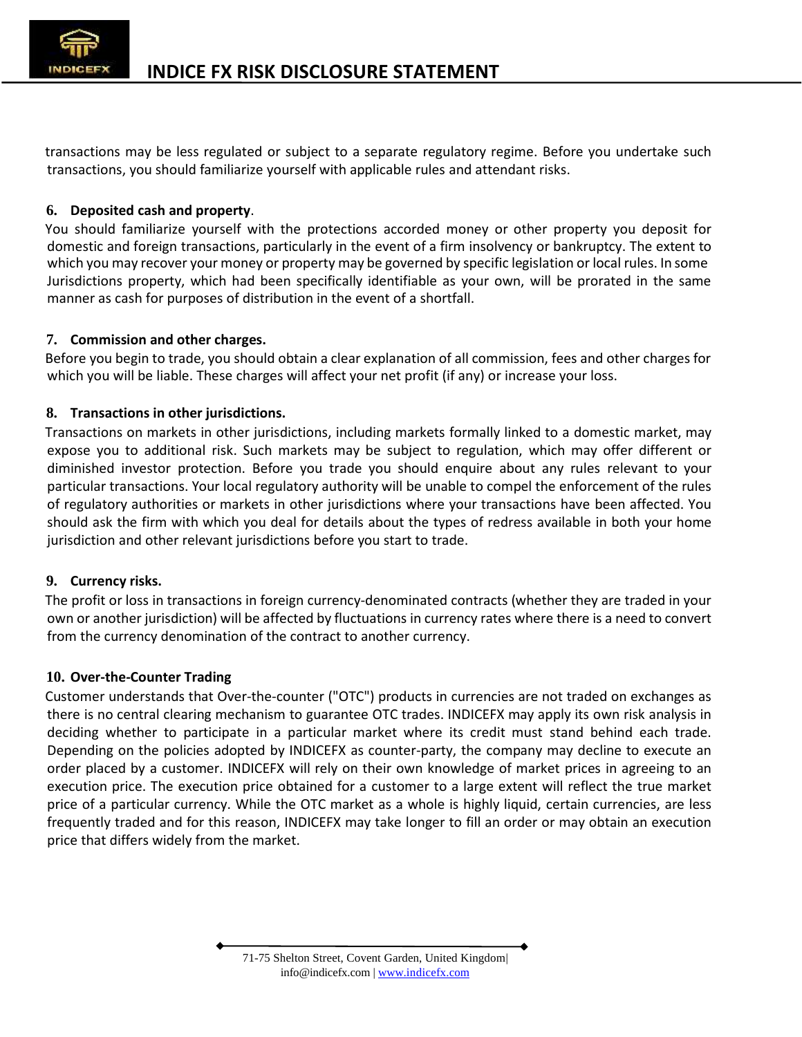transactions may be less regulated or subject to a separate regulatory regime. Before you undertake such transactions, you should familiarize yourself with applicable rules and attendant risks.

**6. Deposited cash and property**.

You should familiarize yourself with the protections accorded money or other property you deposit for domestic and foreign transactions, particularly in the event of a firm insolvency or bankruptcy. The extent to which you may recover your money or property may be governed by specific legislation or local rules. In some Jurisdictions property, which had been specifically identifiable as your own, will be prorated in the same manner as cash for purposes of distribution in the event of a shortfall.

**7. Commission and other charges.**

Before you begin to trade, you should obtain a clear explanation of all commission, fees and other charges for which you will be liable. These charges will affect your net profit (if any) or increase your loss.

**8. Transactions in other jurisdictions.**

Transactions on markets in other jurisdictions, including markets formally linked to a domestic market, may expose you to additional risk. Such markets may be subject to regulation, which may offer different or diminished investor protection. Before you trade you should enquire about any rules relevant to your particular transactions. Your local regulatory authority will be unable to compel the enforcement of the rules of regulatory authorities or markets in other jurisdictions where your transactions have been affected. You should ask the firm with which you deal for details about the types of redress available in both your home jurisdiction and other relevant jurisdictions before you start to trade.

**9. Currency risks.**

The profit or loss in transactions in foreign currency-denominated contracts (whether they are traded in your own or another jurisdiction) will be affected by fluctuations in currency rates where there is a need to convert from the currency denomination of the contract to another currency.

**10. Over-the-Counter Trading**

Customer understands that Over-the-counter ("OTC") products in currencies are not traded on exchanges as there is no central clearing mechanism to guarantee OTC trades. INDICEFX may apply its own risk analysis in deciding whether to participate in a particular market where its credit must stand behind each trade. Depending on the policies adopted by INDICEFX as counter-party, the company may decline to execute an order placed by a customer. INDICEFX will rely on their own knowledge of market prices in agreeing to an execution price. The execution price obtained for a customer to a large extent will reflect the true market price of a particular currency. While the OTC market as a whole is highly liquid, certain currencies, are less frequently traded and for this reason, INDICEFX may take longer to fill an order or may obtain an execution price that differs widely from the market.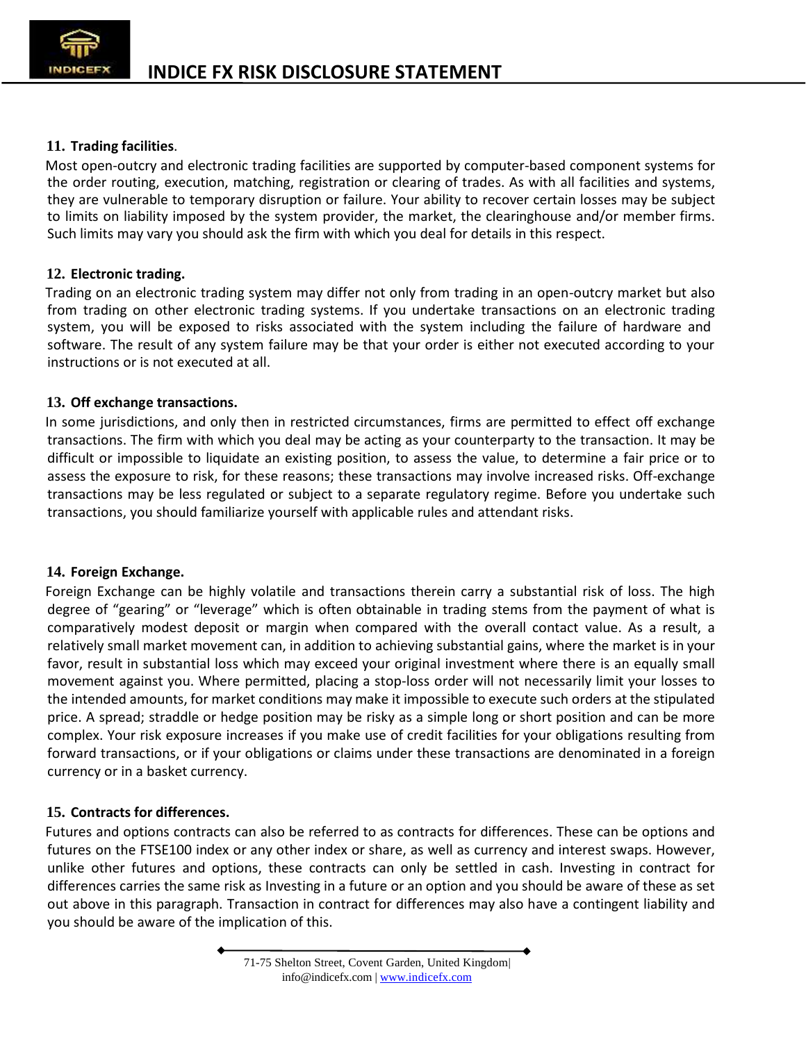**11. Trading facilities**.

Most open-outcry and electronic trading facilities are supported by computer-based component systems for the order routing, execution, matching, registration or clearing of trades. As with all facilities and systems, they are vulnerable to temporary disruption or failure. Your ability to recover certain losses may be subject to limits on liability imposed by the system provider, the market, the clearinghouse and/or member firms. Such limits may vary you should ask the firm with which you deal for details in this respect.

**12. Electronic trading.**

Trading on an electronic trading system may differ not only from trading in an open-outcry market but also from trading on other electronic trading systems. If you undertake transactions on an electronic trading system, you will be exposed to risks associated with the system including the failure of hardware and software. The result of any system failure may be that your order is either not executed according to your instructions or is not executed at all.

**13. Off exchange transactions.**

In some jurisdictions, and only then in restricted circumstances, firms are permitted to effect off exchange transactions. The firm with which you deal may be acting as your counterparty to the transaction. It may be difficult or impossible to liquidate an existing position, to assess the value, to determine a fair price or to assess the exposure to risk, for these reasons; these transactions may involve increased risks. Off-exchange transactions may be less regulated or subject to a separate regulatory regime. Before you undertake such transactions, you should familiarize yourself with applicable rules and attendant risks.

**14. Foreign Exchange.**

Foreign Exchange can be highly volatile and transactions therein carry a substantial risk of loss. The high degree of "gearing" or "leverage" which is often obtainable in trading stems from the payment of what is comparatively modest deposit or margin when compared with the overall contact value. As a result, a relatively small market movement can, in addition to achieving substantial gains, where the market is in your favor, result in substantial loss which may exceed your original investment where there is an equally small movement against you. Where permitted, placing a stop-loss order will not necessarily limit your losses to the intended amounts, for market conditions may make it impossible to execute such orders at the stipulated price. A spread; straddle or hedge position may be risky as a simple long or short position and can be more complex. Your risk exposure increases if you make use of credit facilities for your obligations resulting from forward transactions, or if your obligations or claims under these transactions are denominated in a foreign currency or in a basket currency.

**15. Contracts for differences.**

Futures and options contracts can also be referred to as contracts for differences. These can be options and futures on the FTSE100 index or any other index or share, as well as currency and interest swaps. However, unlike other futures and options, these contracts can only be settled in cash. Investing in contract for differences carries the same risk as Investing in a future or an option and you should be aware of these as set out above in this paragraph. Transaction in contract for differences may also have a contingent liability and you should be aware of the implication of this.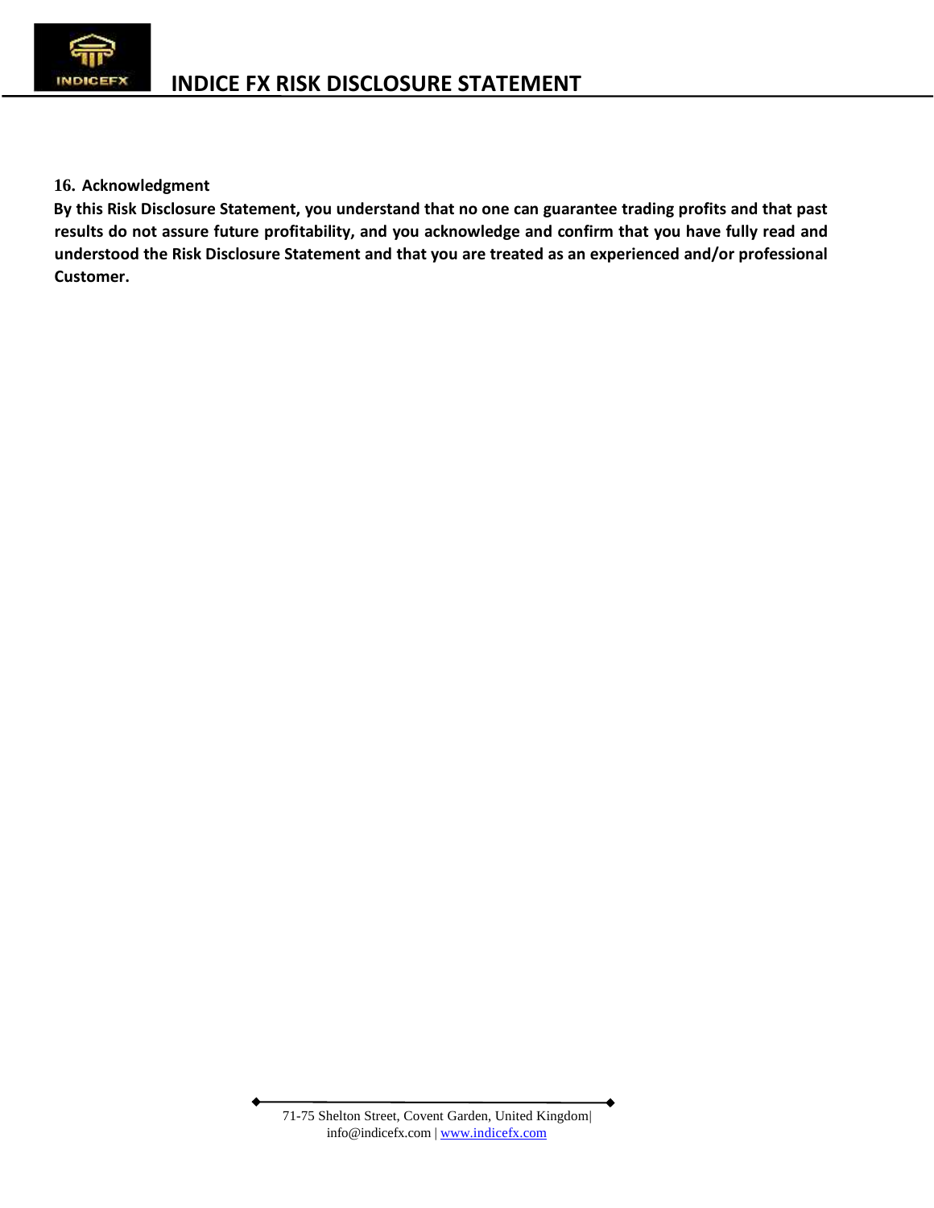## 16. Acknowledgment

**By this Risk Disclosure Statement, you understand that no one can guarantee trading profits and that past results do not assure future profitability, and you acknowledge and confirm that you have fully read and understood the Risk Disclosure Statement and that you are treated as an experienced and/or professional Customer.**